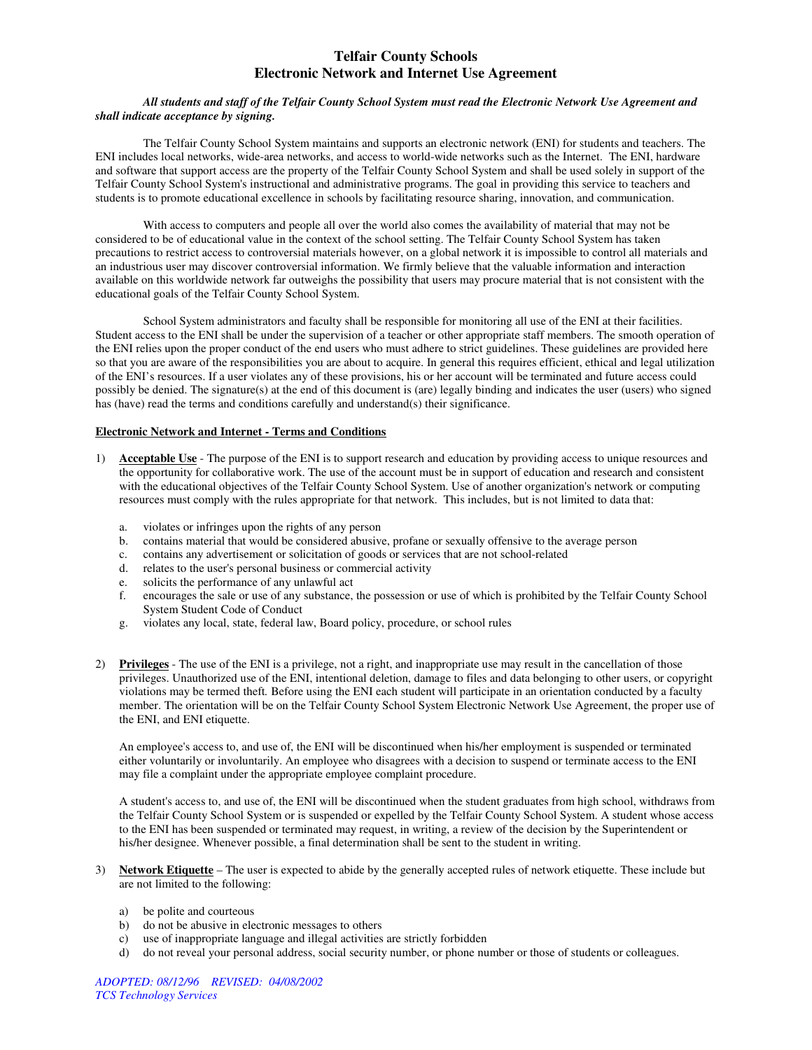# Telfair County Schools
## Electronic Network and Internet Use Agreement

***All students and staff of the Telfair County School System must read the Electronic Network Use Agreement and shall indicate acceptance by signing.***

The Telfair County School System maintains and supports an electronic network (ENI) for students and teachers. The ENI includes local networks, wide-area networks, and access to world-wide networks such as the Internet. The ENI, hardware and software that support access are the property of the Telfair County School System and shall be used solely in support of the Telfair County School System's instructional and administrative programs. The goal in providing this service to teachers and students is to promote educational excellence in schools by facilitating resource sharing, innovation, and communication.

With access to computers and people all over the world also comes the availability of material that may not be considered to be of educational value in the context of the school setting. The Telfair County School System has taken precautions to restrict access to controversial materials however, on a global network it is impossible to control all materials and an industrious user may discover controversial information. We firmly believe that the valuable information and interaction available on this worldwide network far outweighs the possibility that users may procure material that is not consistent with the educational goals of the Telfair County School System.

School System administrators and faculty shall be responsible for monitoring all use of the ENI at their facilities. Student access to the ENI shall be under the supervision of a teacher or other appropriate staff members. The smooth operation of the ENI relies upon the proper conduct of the end users who must adhere to strict guidelines. These guidelines are provided here so that you are aware of the responsibilities you are about to acquire. In general this requires efficient, ethical and legal utilization of the ENI's resources. If a user violates any of these provisions, his or her account will be terminated and future access could possibly be denied. The signature(s) at the end of this document is (are) legally binding and indicates the user (users) who signed has (have) read the terms and conditions carefully and understand(s) their significance.

**<u>Electronic Network and Internet - Terms and Conditions</u>**

1) **<u>Acceptable Use</u>** - The purpose of the ENI is to support research and education by providing access to unique resources and the opportunity for collaborative work. The use of the account must be in support of education and research and consistent with the educational objectives of the Telfair County School System. Use of another organization's network or computing resources must comply with the rules appropriate for that network. This includes, but is not limited to data that:

    a. violates or infringes upon the rights of any person
    b. contains material that would be considered abusive, profane or sexually offensive to the average person
    c. contains any advertisement or solicitation of goods or services that are not school-related
    d. relates to the user's personal business or commercial activity
    e. solicits the performance of any unlawful act
    f. encourages the sale or use of any substance, the possession or use of which is prohibited by the Telfair County School System Student Code of Conduct
    g. violates any local, state, federal law, Board policy, procedure, or school rules

2) **<u>Privileges</u>** - The use of the ENI is a privilege, not a right, and inappropriate use may result in the cancellation of those privileges. Unauthorized use of the ENI, intentional deletion, damage to files and data belonging to other users, or copyright violations may be termed theft. Before using the ENI each student will participate in an orientation conducted by a faculty member. The orientation will be on the Telfair County School System Electronic Network Use Agreement, the proper use of the ENI, and ENI etiquette.

    An employee's access to, and use of, the ENI will be discontinued when his/her employment is suspended or terminated either voluntarily or involuntarily. An employee who disagrees with a decision to suspend or terminate access to the ENI may file a complaint under the appropriate employee complaint procedure.

    A student's access to, and use of, the ENI will be discontinued when the student graduates from high school, withdraws from the Telfair County School System or is suspended or expelled by the Telfair County School System. A student whose access to the ENI has been suspended or terminated may request, in writing, a review of the decision by the Superintendent or his/her designee. Whenever possible, a final determination shall be sent to the student in writing.

3) **<u>Network Etiquette</u>** – The user is expected to abide by the generally accepted rules of network etiquette. These include but are not limited to the following:

    a) be polite and courteous
    b) do not be abusive in electronic messages to others
    c) use of inappropriate language and illegal activities are strictly forbidden
    d) do not reveal your personal address, social security number, or phone number or those of students or colleagues.

*ADOPTED: 08/12/96 REVISED: 04/08/2002*
*TCS Technology Services*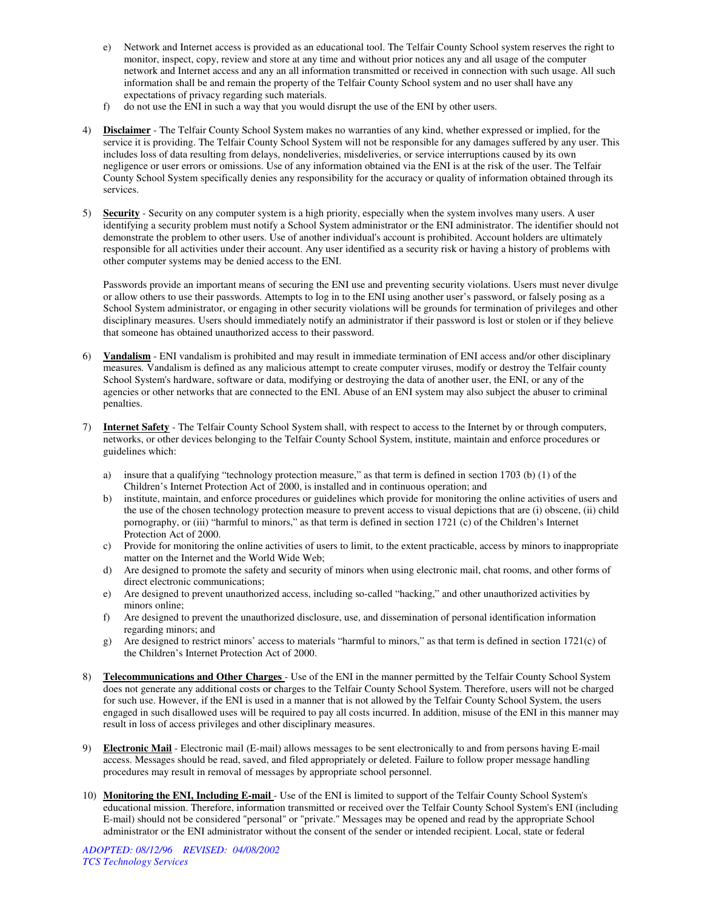e) Network and Internet access is provided as an educational tool. The Telfair County School system reserves the right to monitor, inspect, copy, review and store at any time and without prior notices any and all usage of the computer network and Internet access and any an all information transmitted or received in connection with such usage. All such information shall be and remain the property of the Telfair County School system and no user shall have any expectations of privacy regarding such materials.

f) do not use the ENI in such a way that you would disrupt the use of the ENI by other users.

4) **Disclaimer** - The Telfair County School System makes no warranties of any kind, whether expressed or implied, for the service it is providing. The Telfair County School System will not be responsible for any damages suffered by any user. This includes loss of data resulting from delays, nondeliveries, misdeliveries, or service interruptions caused by its own negligence or user errors or omissions. Use of any information obtained via the ENI is at the risk of the user. The Telfair County School System specifically denies any responsibility for the accuracy or quality of information obtained through its services.

5) **Security** - Security on any computer system is a high priority, especially when the system involves many users. A user identifying a security problem must notify a School System administrator or the ENI administrator. The identifier should not demonstrate the problem to other users. Use of another individual's account is prohibited. Account holders are ultimately responsible for all activities under their account. Any user identified as a security risk or having a history of problems with other computer systems may be denied access to the ENI.

   Passwords provide an important means of securing the ENI use and preventing security violations. Users must never divulge or allow others to use their passwords. Attempts to log in to the ENI using another user's password, or falsely posing as a School System administrator, or engaging in other security violations will be grounds for termination of privileges and other disciplinary measures. Users should immediately notify an administrator if their password is lost or stolen or if they believe that someone has obtained unauthorized access to their password.

6) **Vandalism** - ENI vandalism is prohibited and may result in immediate termination of ENI access and/or other disciplinary measures. Vandalism is defined as any malicious attempt to create computer viruses, modify or destroy the Telfair county School System's hardware, software or data, modifying or destroying the data of another user, the ENI, or any of the agencies or other networks that are connected to the ENI. Abuse of an ENI system may also subject the abuser to criminal penalties.

7) **Internet Safety** - The Telfair County School System shall, with respect to access to the Internet by or through computers, networks, or other devices belonging to the Telfair County School System, institute, maintain and enforce procedures or guidelines which:

   a) insure that a qualifying "technology protection measure," as that term is defined in section 1703 (b) (1) of the Children's Internet Protection Act of 2000, is installed and in continuous operation; and
   b) institute, maintain, and enforce procedures or guidelines which provide for monitoring the online activities of users and the use of the chosen technology protection measure to prevent access to visual depictions that are (i) obscene, (ii) child pornography, or (iii) "harmful to minors," as that term is defined in section 1721 (c) of the Children's Internet Protection Act of 2000.
   c) Provide for monitoring the online activities of users to limit, to the extent practicable, access by minors to inappropriate matter on the Internet and the World Wide Web;
   d) Are designed to promote the safety and security of minors when using electronic mail, chat rooms, and other forms of direct electronic communications;
   e) Are designed to prevent unauthorized access, including so-called "hacking," and other unauthorized activities by minors online;
   f) Are designed to prevent the unauthorized disclosure, use, and dissemination of personal identification information regarding minors; and
   g) Are designed to restrict minors' access to materials "harmful to minors," as that term is defined in section 1721(c) of the Children's Internet Protection Act of 2000.

8) **Telecommunications and Other Charges** - Use of the ENI in the manner permitted by the Telfair County School System does not generate any additional costs or charges to the Telfair County School System. Therefore, users will not be charged for such use. However, if the ENI is used in a manner that is not allowed by the Telfair County School System, the users engaged in such disallowed uses will be required to pay all costs incurred. In addition, misuse of the ENI in this manner may result in loss of access privileges and other disciplinary measures.

9) **Electronic Mail** - Electronic mail (E-mail) allows messages to be sent electronically to and from persons having E-mail access. Messages should be read, saved, and filed appropriately or deleted. Failure to follow proper message handling procedures may result in removal of messages by appropriate school personnel.

10) **Monitoring the ENI, Including E-mail** - Use of the ENI is limited to support of the Telfair County School System's educational mission. Therefore, information transmitted or received over the Telfair County School System's ENI (including E-mail) should not be considered "personal" or "private." Messages may be opened and read by the appropriate School administrator or the ENI administrator without the consent of the sender or intended recipient. Local, state or federal

*ADOPTED: 08/12/96 REVISED: 04/08/2002*
*TCS Technology Services*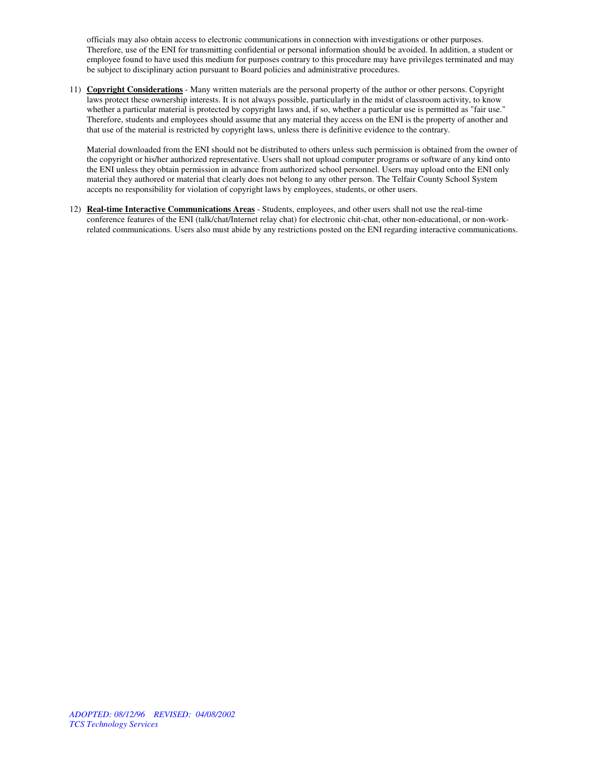officials may also obtain access to electronic communications in connection with investigations or other purposes. Therefore, use of the ENI for transmitting confidential or personal information should be avoided. In addition, a student or employee found to have used this medium for purposes contrary to this procedure may have privileges terminated and may be subject to disciplinary action pursuant to Board policies and administrative procedures.

11) **Copyright Considerations** - Many written materials are the personal property of the author or other persons. Copyright laws protect these ownership interests. It is not always possible, particularly in the midst of classroom activity, to know whether a particular material is protected by copyright laws and, if so, whether a particular use is permitted as "fair use." Therefore, students and employees should assume that any material they access on the ENI is the property of another and that use of the material is restricted by copyright laws, unless there is definitive evidence to the contrary.

    Material downloaded from the ENI should not be distributed to others unless such permission is obtained from the owner of the copyright or his/her authorized representative. Users shall not upload computer programs or software of any kind onto the ENI unless they obtain permission in advance from authorized school personnel. Users may upload onto the ENI only material they authored or material that clearly does not belong to any other person. The Telfair County School System accepts no responsibility for violation of copyright laws by employees, students, or other users.

12) **Real-time Interactive Communications Areas** - Students, employees, and other users shall not use the real-time conference features of the ENI (talk/chat/Internet relay chat) for electronic chit-chat, other non-educational, or non-work-related communications. Users also must abide by any restrictions posted on the ENI regarding interactive communications.

*ADOPTED: 08/12/96 REVISED: 04/08/2002*
*TCS Technology Services*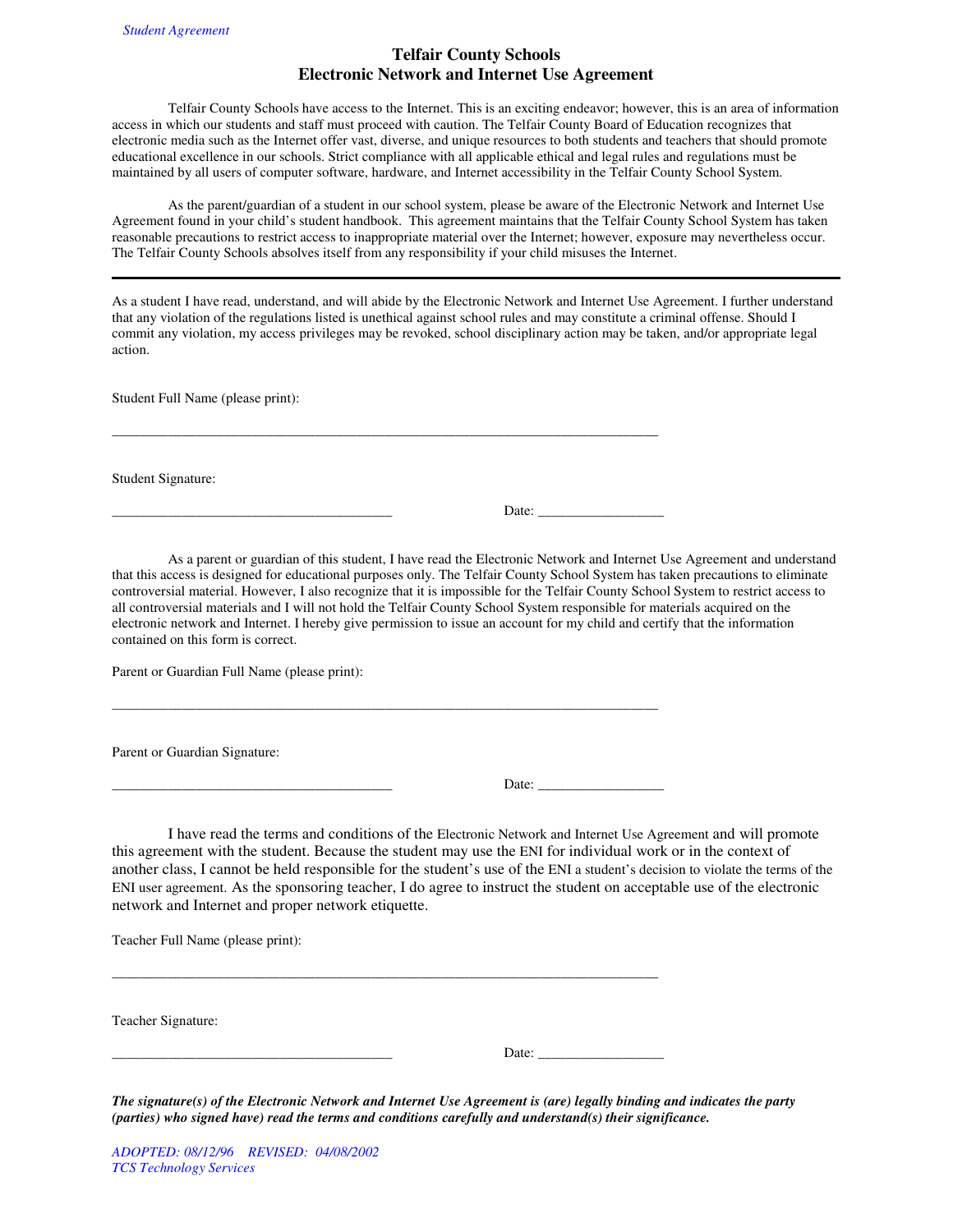*Student Agreement*

# Telfair County Schools
## Electronic Network and Internet Use Agreement

Telfair County Schools have access to the Internet. This is an exciting endeavor; however, this is an area of information access in which our students and staff must proceed with caution. The Telfair County Board of Education recognizes that electronic media such as the Internet offer vast, diverse, and unique resources to both students and teachers that should promote educational excellence in our schools. Strict compliance with all applicable ethical and legal rules and regulations must be maintained by all users of computer software, hardware, and Internet accessibility in the Telfair County School System.

As the parent/guardian of a student in our school system, please be aware of the Electronic Network and Internet Use Agreement found in your child's student handbook. This agreement maintains that the Telfair County School System has taken reasonable precautions to restrict access to inappropriate material over the Internet; however, exposure may nevertheless occur. The Telfair County Schools absolves itself from any responsibility if your child misuses the Internet.

---

As a student I have read, understand, and will abide by the Electronic Network and Internet Use Agreement. I further understand that any violation of the regulations listed is unethical against school rules and may constitute a criminal offense. Should I commit any violation, my access privileges may be revoked, school disciplinary action may be taken, and/or appropriate legal action.

Student Full Name (please print):

_______________________________________________________________________________

Student Signature:

________________________________________ Date: __________________

As a parent or guardian of this student, I have read the Electronic Network and Internet Use Agreement and understand that this access is designed for educational purposes only. The Telfair County School System has taken precautions to eliminate controversial material. However, I also recognize that it is impossible for the Telfair County School System to restrict access to all controversial materials and I will not hold the Telfair County School System responsible for materials acquired on the electronic network and Internet. I hereby give permission to issue an account for my child and certify that the information contained on this form is correct.

Parent or Guardian Full Name (please print):

_______________________________________________________________________________

Parent or Guardian Signature:

________________________________________ Date: __________________

I have read the terms and conditions of the Electronic Network and Internet Use Agreement and will promote this agreement with the student. Because the student may use the ENI for individual work or in the context of another class, I cannot be held responsible for the student's use of the ENI a student's decision to violate the terms of the ENI user agreement. As the sponsoring teacher, I do agree to instruct the student on acceptable use of the electronic network and Internet and proper network etiquette.

Teacher Full Name (please print):

_______________________________________________________________________________

Teacher Signature:

________________________________________ Date: __________________

***The signature(s) of the Electronic Network and Internet Use Agreement is (are) legally binding and indicates the party (parties) who signed have) read the terms and conditions carefully and understand(s) their significance.***

*ADOPTED: 08/12/96 REVISED: 04/08/2002*
*TCS Technology Services*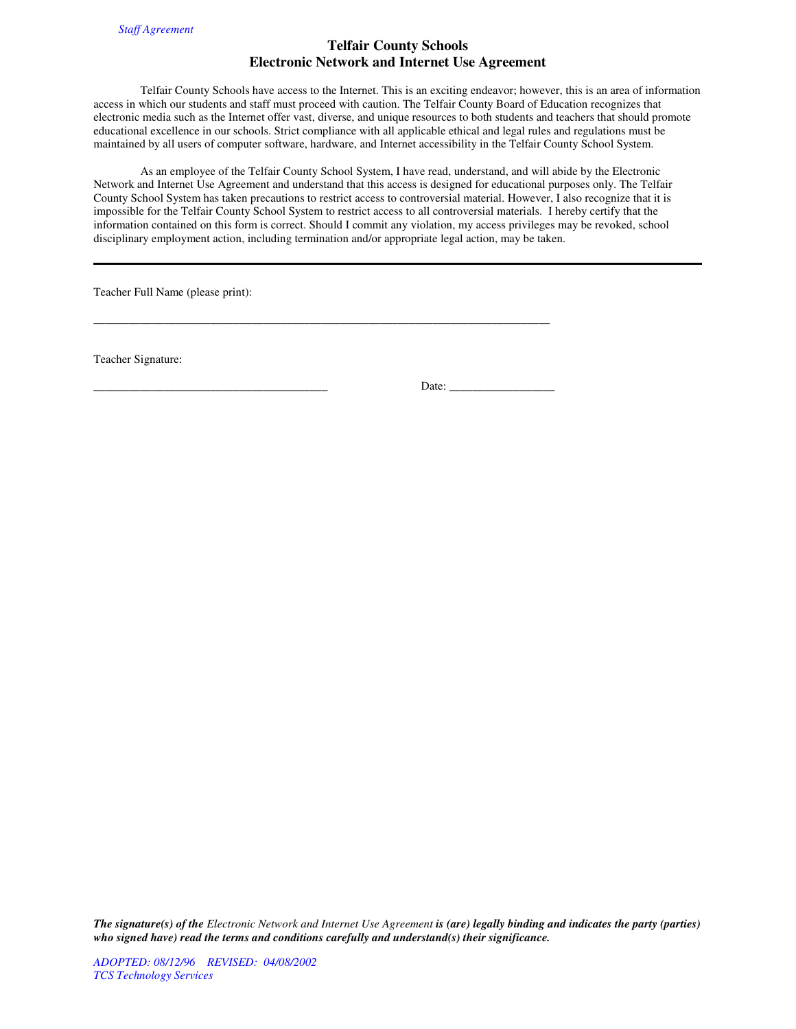*Staff Agreement*

# Telfair County Schools
## Electronic Network and Internet Use Agreement

Telfair County Schools have access to the Internet. This is an exciting endeavor; however, this is an area of information access in which our students and staff must proceed with caution. The Telfair County Board of Education recognizes that electronic media such as the Internet offer vast, diverse, and unique resources to both students and teachers that should promote educational excellence in our schools. Strict compliance with all applicable ethical and legal rules and regulations must be maintained by all users of computer software, hardware, and Internet accessibility in the Telfair County School System.

As an employee of the Telfair County School System, I have read, understand, and will abide by the Electronic Network and Internet Use Agreement and understand that this access is designed for educational purposes only. The Telfair County School System has taken precautions to restrict access to controversial material. However, I also recognize that it is impossible for the Telfair County School System to restrict access to all controversial materials. I hereby certify that the information contained on this form is correct. Should I commit any violation, my access privileges may be revoked, school disciplinary employment action, including termination and/or appropriate legal action, may be taken.

---

Teacher Full Name (please print):

_______________________________________________________________________________

Teacher Signature:

________________________________________ Date: __________________

***The signature(s) of the*** *Electronic Network and Internet Use Agreement* ***is (are) legally binding and indicates the party (parties) who signed have) read the terms and conditions carefully and understand(s) their significance.***

*ADOPTED: 08/12/96 REVISED: 04/08/2002*
*TCS Technology Services*